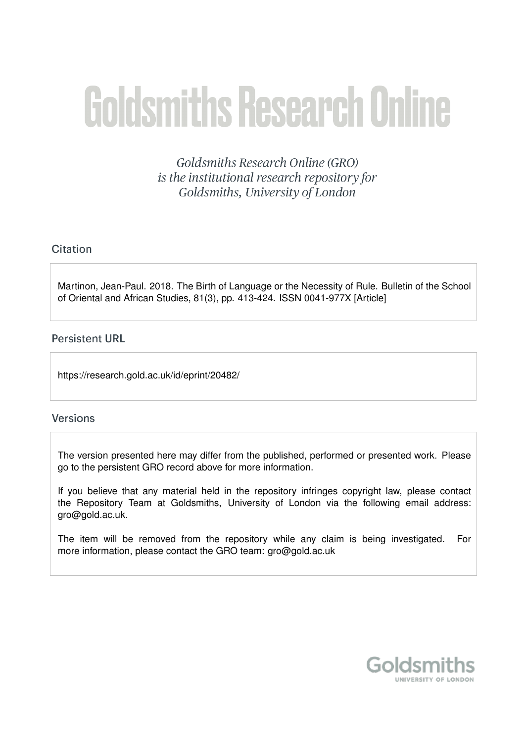# Goldsmiths Research Online

*Goldsmiths Research Online (GRO) is the institutional research repository for Goldsmiths, University of London*

## Citation

Martinon, Jean-Paul. 2018. The Birth of Language or the Necessity of Rule. Bulletin of the School of Oriental and African Studies, 81(3), pp. 413-424. ISSN 0041-977X [Article]

## Persistent URL

https://research.gold.ac.uk/id/eprint/20482/

## Versions

The version presented here may differ from the published, performed or presented work. Please go to the persistent GRO record above for more information.

If you believe that any material held in the repository infringes copyright law, please contact the Repository Team at Goldsmiths, University of London via the following email address: gro@gold.ac.uk.

The item will be removed from the repository while any claim is being investigated. For more information, please contact the GRO team: gro@gold.ac.uk

Goldsmiths
UNIVERSITY OF LONDON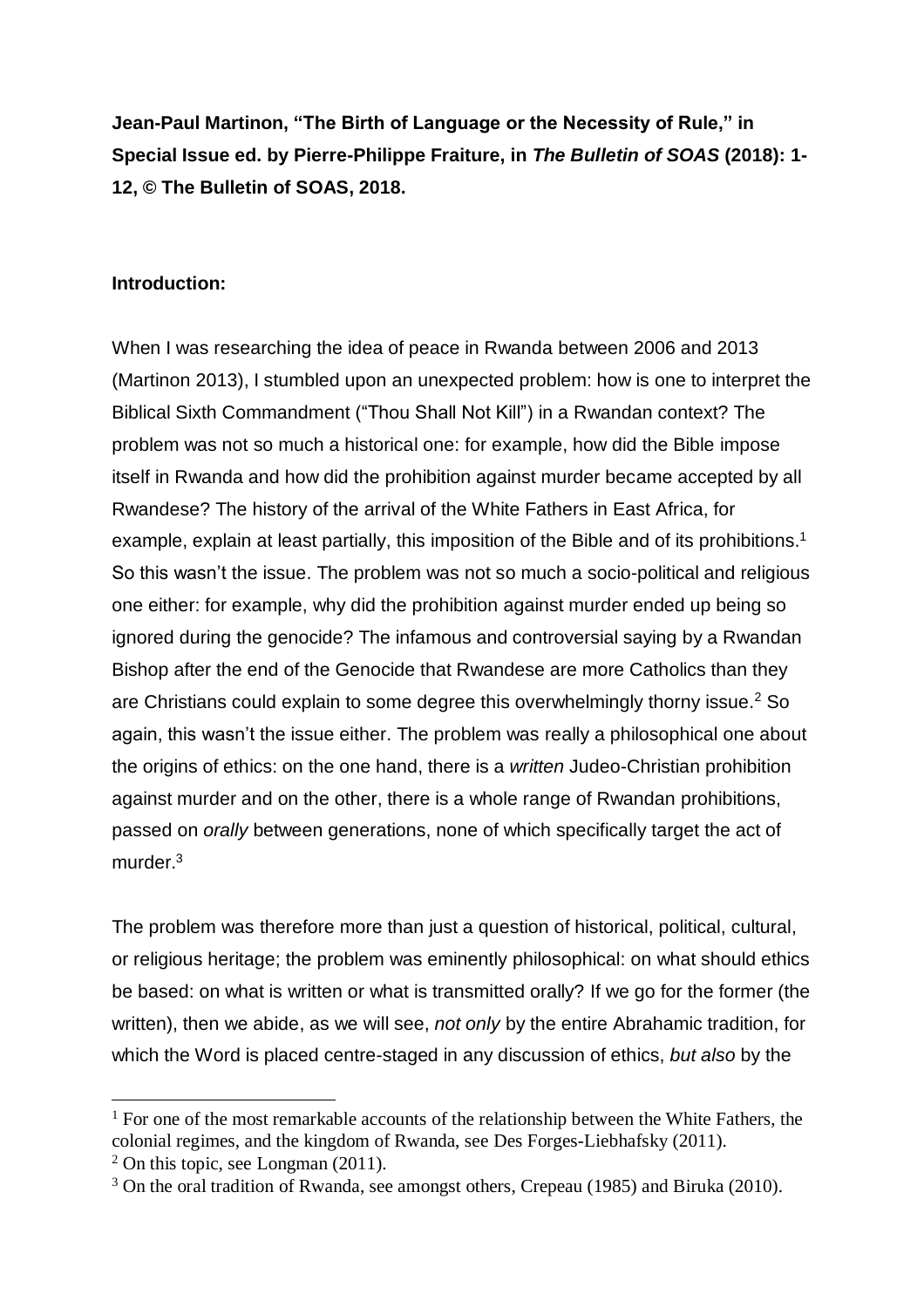**Jean-Paul Martinon, "The Birth of Language or the Necessity of Rule," in Special Issue ed. by Pierre-Philippe Fraiture, in *The Bulletin of SOAS* (2018): 1-12, © The Bulletin of SOAS, 2018.**

**Introduction:**

When I was researching the idea of peace in Rwanda between 2006 and 2013 (Martinon 2013), I stumbled upon an unexpected problem: how is one to interpret the Biblical Sixth Commandment ("Thou Shall Not Kill") in a Rwandan context? The problem was not so much a historical one: for example, how did the Bible impose itself in Rwanda and how did the prohibition against murder became accepted by all Rwandese? The history of the arrival of the White Fathers in East Africa, for example, explain at least partially, this imposition of the Bible and of its prohibitions.[1] So this wasn't the issue. The problem was not so much a socio-political and religious one either: for example, why did the prohibition against murder ended up being so ignored during the genocide? The infamous and controversial saying by a Rwandan Bishop after the end of the Genocide that Rwandese are more Catholics than they are Christians could explain to some degree this overwhelmingly thorny issue.[2] So again, this wasn't the issue either. The problem was really a philosophical one about the origins of ethics: on the one hand, there is a *written* Judeo-Christian prohibition against murder and on the other, there is a whole range of Rwandan prohibitions, passed on *orally* between generations, none of which specifically target the act of murder.[3]

The problem was therefore more than just a question of historical, political, cultural, or religious heritage; the problem was eminently philosophical: on what should ethics be based: on what is written or what is transmitted orally? If we go for the former (the written), then we abide, as we will see, *not only* by the entire Abrahamic tradition, for which the Word is placed centre-staged in any discussion of ethics, *but also* by the

[1] For one of the most remarkable accounts of the relationship between the White Fathers, the colonial regimes, and the kingdom of Rwanda, see Des Forges-Liebhafsky (2011).

[2] On this topic, see Longman (2011).

[3] On the oral tradition of Rwanda, see amongst others, Crepeau (1985) and Biruka (2010).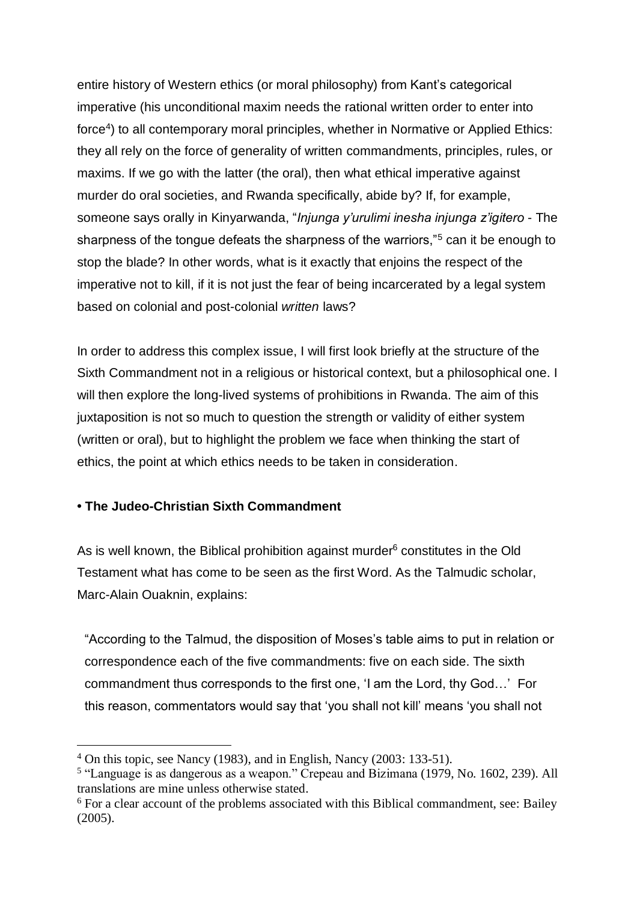entire history of Western ethics (or moral philosophy) from Kant's categorical imperative (his unconditional maxim needs the rational written order to enter into force[4]) to all contemporary moral principles, whether in Normative or Applied Ethics: they all rely on the force of generality of written commandments, principles, rules, or maxims. If we go with the latter (the oral), then what ethical imperative against murder do oral societies, and Rwanda specifically, abide by? If, for example, someone says orally in Kinyarwanda, "*Injunga y'urulimi inesha injunga z'igitero* - The sharpness of the tongue defeats the sharpness of the warriors,"[5] can it be enough to stop the blade? In other words, what is it exactly that enjoins the respect of the imperative not to kill, if it is not just the fear of being incarcerated by a legal system based on colonial and post-colonial *written* laws?

In order to address this complex issue, I will first look briefly at the structure of the Sixth Commandment not in a religious or historical context, but a philosophical one. I will then explore the long-lived systems of prohibitions in Rwanda. The aim of this juxtaposition is not so much to question the strength or validity of either system (written or oral), but to highlight the problem we face when thinking the start of ethics, the point at which ethics needs to be taken in consideration.

**• The Judeo-Christian Sixth Commandment**

As is well known, the Biblical prohibition against murder[6] constitutes in the Old Testament what has come to be seen as the first Word. As the Talmudic scholar, Marc-Alain Ouaknin, explains:

> "According to the Talmud, the disposition of Moses's table aims to put in relation or correspondence each of the five commandments: five on each side. The sixth commandment thus corresponds to the first one, 'I am the Lord, thy God…' For this reason, commentators would say that 'you shall not kill' means 'you shall not

[4] On this topic, see Nancy (1983), and in English, Nancy (2003: 133-51).

[5] "Language is as dangerous as a weapon." Crepeau and Bizimana (1979, No. 1602, 239). All translations are mine unless otherwise stated.

[6] For a clear account of the problems associated with this Biblical commandment, see: Bailey (2005).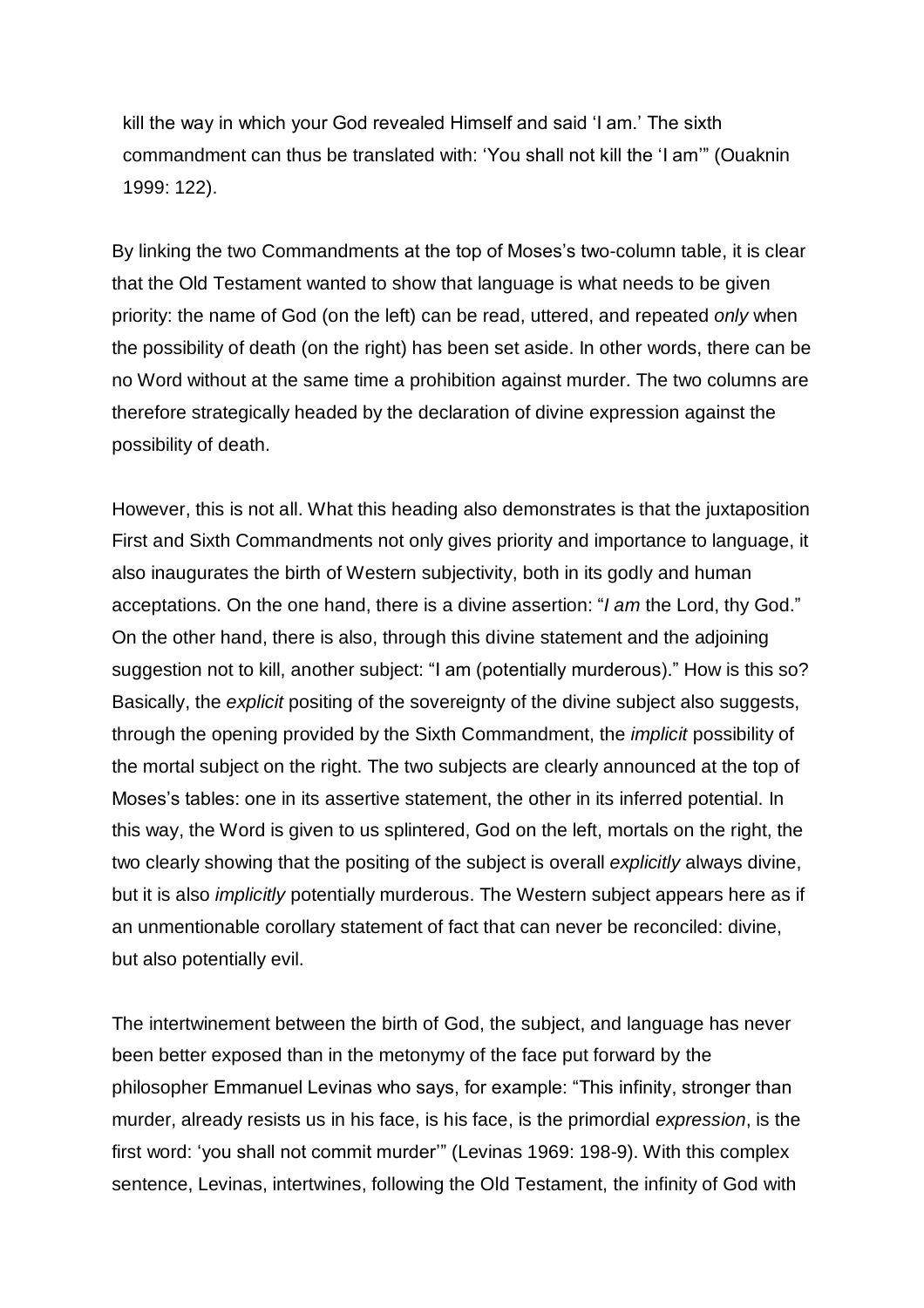kill the way in which your God revealed Himself and said 'I am.' The sixth commandment can thus be translated with: 'You shall not kill the 'I am'" (Ouaknin 1999: 122).

By linking the two Commandments at the top of Moses's two-column table, it is clear that the Old Testament wanted to show that language is what needs to be given priority: the name of God (on the left) can be read, uttered, and repeated *only* when the possibility of death (on the right) has been set aside. In other words, there can be no Word without at the same time a prohibition against murder. The two columns are therefore strategically headed by the declaration of divine expression against the possibility of death.

However, this is not all. What this heading also demonstrates is that the juxtaposition First and Sixth Commandments not only gives priority and importance to language, it also inaugurates the birth of Western subjectivity, both in its godly and human acceptations. On the one hand, there is a divine assertion: "*I am* the Lord, thy God." On the other hand, there is also, through this divine statement and the adjoining suggestion not to kill, another subject: "I am (potentially murderous)." How is this so? Basically, the *explicit* positing of the sovereignty of the divine subject also suggests, through the opening provided by the Sixth Commandment, the *implicit* possibility of the mortal subject on the right. The two subjects are clearly announced at the top of Moses's tables: one in its assertive statement, the other in its inferred potential. In this way, the Word is given to us splintered, God on the left, mortals on the right, the two clearly showing that the positing of the subject is overall *explicitly* always divine, but it is also *implicitly* potentially murderous. The Western subject appears here as if an unmentionable corollary statement of fact that can never be reconciled: divine, but also potentially evil.

The intertwinement between the birth of God, the subject, and language has never been better exposed than in the metonymy of the face put forward by the philosopher Emmanuel Levinas who says, for example: "This infinity, stronger than murder, already resists us in his face, is his face, is the primordial *expression*, is the first word: 'you shall not commit murder'" (Levinas 1969: 198-9). With this complex sentence, Levinas, intertwines, following the Old Testament, the infinity of God with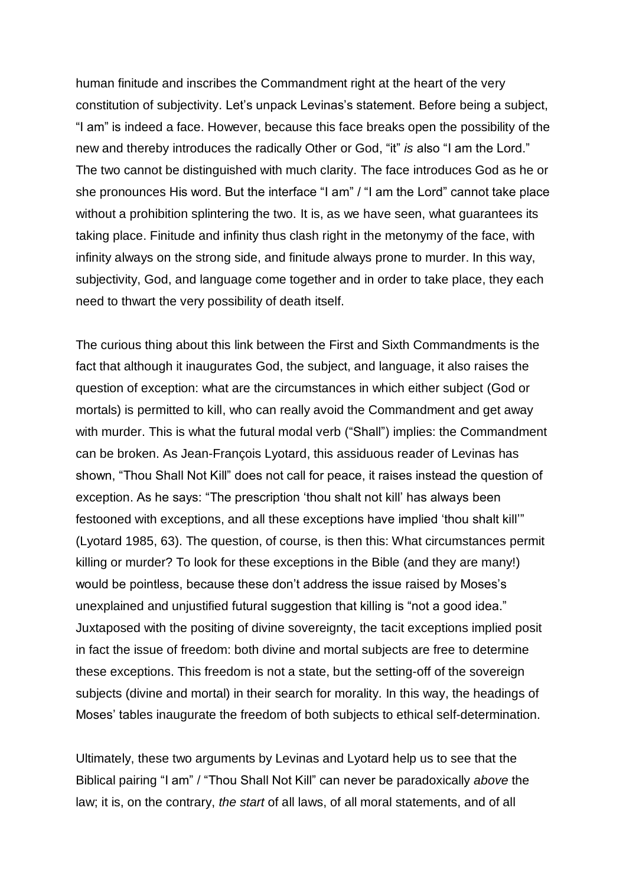human finitude and inscribes the Commandment right at the heart of the very constitution of subjectivity. Let's unpack Levinas's statement. Before being a subject, "I am" is indeed a face. However, because this face breaks open the possibility of the new and thereby introduces the radically Other or God, "it" *is* also "I am the Lord." The two cannot be distinguished with much clarity. The face introduces God as he or she pronounces His word. But the interface "I am" / "I am the Lord" cannot take place without a prohibition splintering the two. It is, as we have seen, what guarantees its taking place. Finitude and infinity thus clash right in the metonymy of the face, with infinity always on the strong side, and finitude always prone to murder. In this way, subjectivity, God, and language come together and in order to take place, they each need to thwart the very possibility of death itself.

The curious thing about this link between the First and Sixth Commandments is the fact that although it inaugurates God, the subject, and language, it also raises the question of exception: what are the circumstances in which either subject (God or mortals) is permitted to kill, who can really avoid the Commandment and get away with murder. This is what the futural modal verb ("Shall") implies: the Commandment can be broken. As Jean-François Lyotard, this assiduous reader of Levinas has shown, "Thou Shall Not Kill" does not call for peace, it raises instead the question of exception. As he says: "The prescription 'thou shalt not kill' has always been festooned with exceptions, and all these exceptions have implied 'thou shalt kill'" (Lyotard 1985, 63). The question, of course, is then this: What circumstances permit killing or murder? To look for these exceptions in the Bible (and they are many!) would be pointless, because these don't address the issue raised by Moses's unexplained and unjustified futural suggestion that killing is "not a good idea." Juxtaposed with the positing of divine sovereignty, the tacit exceptions implied posit in fact the issue of freedom: both divine and mortal subjects are free to determine these exceptions. This freedom is not a state, but the setting-off of the sovereign subjects (divine and mortal) in their search for morality. In this way, the headings of Moses' tables inaugurate the freedom of both subjects to ethical self-determination.

Ultimately, these two arguments by Levinas and Lyotard help us to see that the Biblical pairing "I am" / "Thou Shall Not Kill" can never be paradoxically *above* the law; it is, on the contrary, *the start* of all laws, of all moral statements, and of all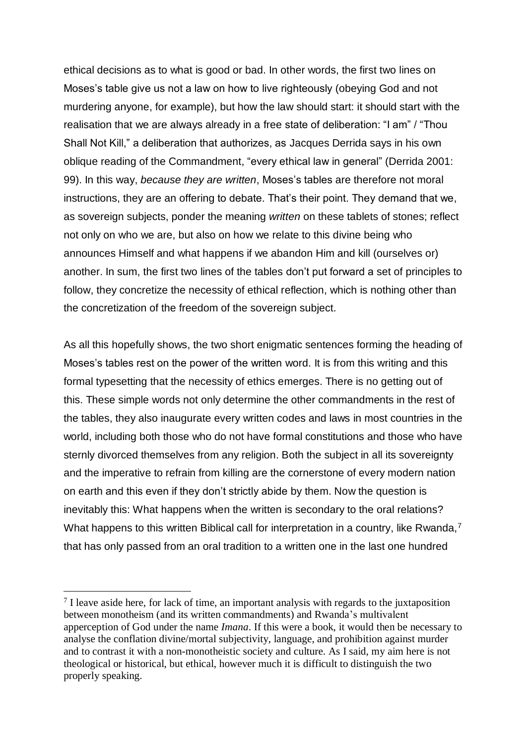ethical decisions as to what is good or bad. In other words, the first two lines on Moses's table give us not a law on how to live righteously (obeying God and not murdering anyone, for example), but how the law should start: it should start with the realisation that we are always already in a free state of deliberation: "I am" / "Thou Shall Not Kill," a deliberation that authorizes, as Jacques Derrida says in his own oblique reading of the Commandment, "every ethical law in general" (Derrida 2001: 99). In this way, *because they are written*, Moses's tables are therefore not moral instructions, they are an offering to debate. That's their point. They demand that we, as sovereign subjects, ponder the meaning *written* on these tablets of stones; reflect not only on who we are, but also on how we relate to this divine being who announces Himself and what happens if we abandon Him and kill (ourselves or) another. In sum, the first two lines of the tables don't put forward a set of principles to follow, they concretize the necessity of ethical reflection, which is nothing other than the concretization of the freedom of the sovereign subject.

As all this hopefully shows, the two short enigmatic sentences forming the heading of Moses's tables rest on the power of the written word. It is from this writing and this formal typesetting that the necessity of ethics emerges. There is no getting out of this. These simple words not only determine the other commandments in the rest of the tables, they also inaugurate every written codes and laws in most countries in the world, including both those who do not have formal constitutions and those who have sternly divorced themselves from any religion. Both the subject in all its sovereignty and the imperative to refrain from killing are the cornerstone of every modern nation on earth and this even if they don't strictly abide by them. Now the question is inevitably this: What happens when the written is secondary to the oral relations? What happens to this written Biblical call for interpretation in a country, like Rwanda,[7] that has only passed from an oral tradition to a written one in the last one hundred

[7] I leave aside here, for lack of time, an important analysis with regards to the juxtaposition between monotheism (and its written commandments) and Rwanda's multivalent apperception of God under the name *Imana*. If this were a book, it would then be necessary to analyse the conflation divine/mortal subjectivity, language, and prohibition against murder and to contrast it with a non-monotheistic society and culture. As I said, my aim here is not theological or historical, but ethical, however much it is difficult to distinguish the two properly speaking.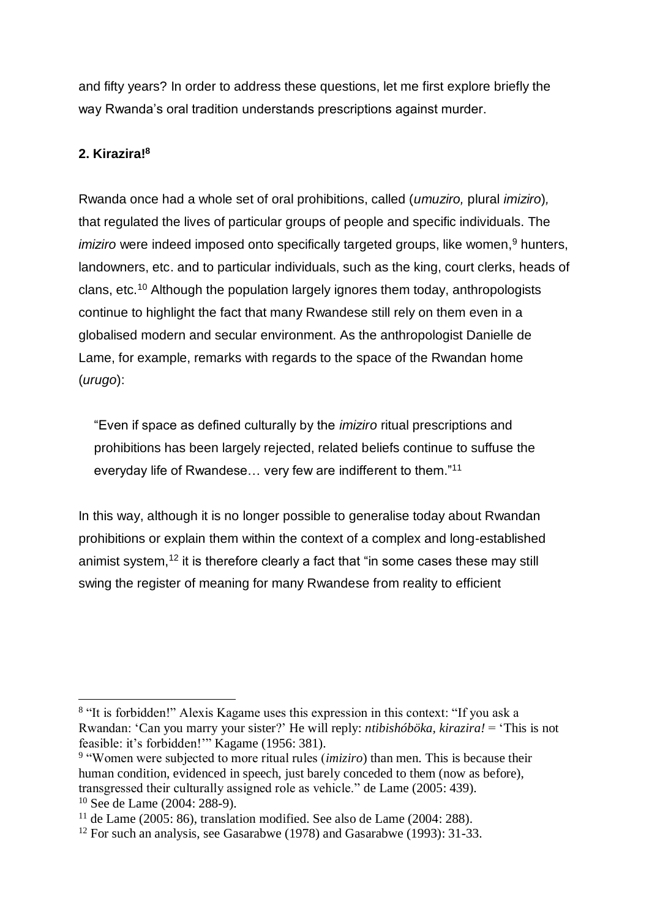and fifty years? In order to address these questions, let me first explore briefly the way Rwanda's oral tradition understands prescriptions against murder.

## 2. Kirazira![8]

Rwanda once had a whole set of oral prohibitions, called (*umuziro,* plural *imiziro*)*,* that regulated the lives of particular groups of people and specific individuals. The *imiziro* were indeed imposed onto specifically targeted groups, like women,[9] hunters, landowners, etc. and to particular individuals, such as the king, court clerks, heads of clans, etc.[10] Although the population largely ignores them today, anthropologists continue to highlight the fact that many Rwandese still rely on them even in a globalised modern and secular environment. As the anthropologist Danielle de Lame, for example, remarks with regards to the space of the Rwandan home (*urugo*):

> "Even if space as defined culturally by the *imiziro* ritual prescriptions and prohibitions has been largely rejected, related beliefs continue to suffuse the everyday life of Rwandese… very few are indifferent to them."[11]

In this way, although it is no longer possible to generalise today about Rwandan prohibitions or explain them within the context of a complex and long-established animist system,[12] it is therefore clearly a fact that "in some cases these may still swing the register of meaning for many Rwandese from reality to efficient

---

[8] "It is forbidden!" Alexis Kagame uses this expression in this context: "If you ask a Rwandan: 'Can you marry your sister?' He will reply: *ntibishóböka, kirazira!* = 'This is not feasible: it's forbidden!'" Kagame (1956: 381).

[9] "Women were subjected to more ritual rules (*imiziro*) than men. This is because their human condition, evidenced in speech, just barely conceded to them (now as before), transgressed their culturally assigned role as vehicle." de Lame (2005: 439).

[10] See de Lame (2004: 288-9).

[11] de Lame (2005: 86), translation modified. See also de Lame (2004: 288).

[12] For such an analysis, see Gasarabwe (1978) and Gasarabwe (1993): 31-33.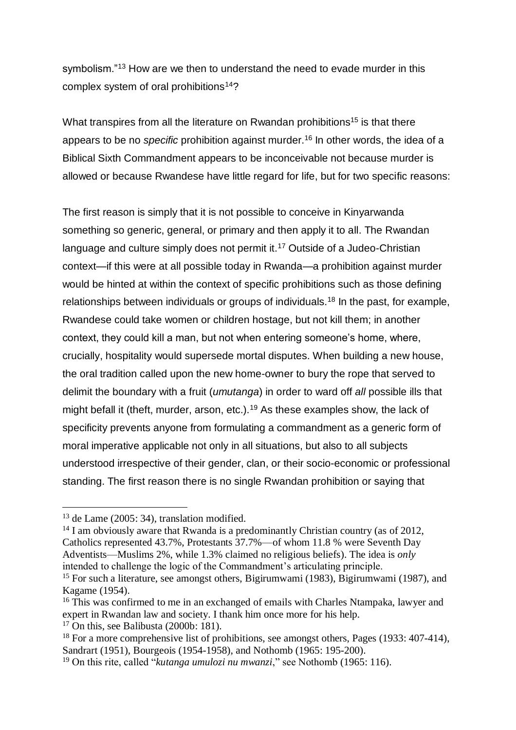symbolism."[13] How are we then to understand the need to evade murder in this complex system of oral prohibitions[14]?

What transpires from all the literature on Rwandan prohibitions[15] is that there appears to be no *specific* prohibition against murder.[16] In other words, the idea of a Biblical Sixth Commandment appears to be inconceivable not because murder is allowed or because Rwandese have little regard for life, but for two specific reasons:

The first reason is simply that it is not possible to conceive in Kinyarwanda something so generic, general, or primary and then apply it to all. The Rwandan language and culture simply does not permit it.[17] Outside of a Judeo-Christian context—if this were at all possible today in Rwanda—a prohibition against murder would be hinted at within the context of specific prohibitions such as those defining relationships between individuals or groups of individuals.[18] In the past, for example, Rwandese could take women or children hostage, but not kill them; in another context, they could kill a man, but not when entering someone's home, where, crucially, hospitality would supersede mortal disputes. When building a new house, the oral tradition called upon the new home-owner to bury the rope that served to delimit the boundary with a fruit (*umutanga*) in order to ward off *all* possible ills that might befall it (theft, murder, arson, etc.).[19] As these examples show, the lack of specificity prevents anyone from formulating a commandment as a generic form of moral imperative applicable not only in all situations, but also to all subjects understood irrespective of their gender, clan, or their socio-economic or professional standing. The first reason there is no single Rwandan prohibition or saying that

---

[13] de Lame (2005: 34), translation modified.

[14] I am obviously aware that Rwanda is a predominantly Christian country (as of 2012, Catholics represented 43.7%, Protestants 37.7%—of whom 11.8 % were Seventh Day Adventists—Muslims 2%, while 1.3% claimed no religious beliefs). The idea is *only* intended to challenge the logic of the Commandment's articulating principle.

[15] For such a literature, see amongst others, Bigirumwami (1983), Bigirumwami (1987), and Kagame (1954).

[16] This was confirmed to me in an exchanged of emails with Charles Ntampaka, lawyer and expert in Rwandan law and society. I thank him once more for his help.

[17] On this, see Balibusta (2000b: 181).

[18] For a more comprehensive list of prohibitions, see amongst others, Pages (1933: 407-414), Sandrart (1951), Bourgeois (1954-1958), and Nothomb (1965: 195-200).

[19] On this rite, called "*kutanga umulozi nu mwanzi*," see Nothomb (1965: 116).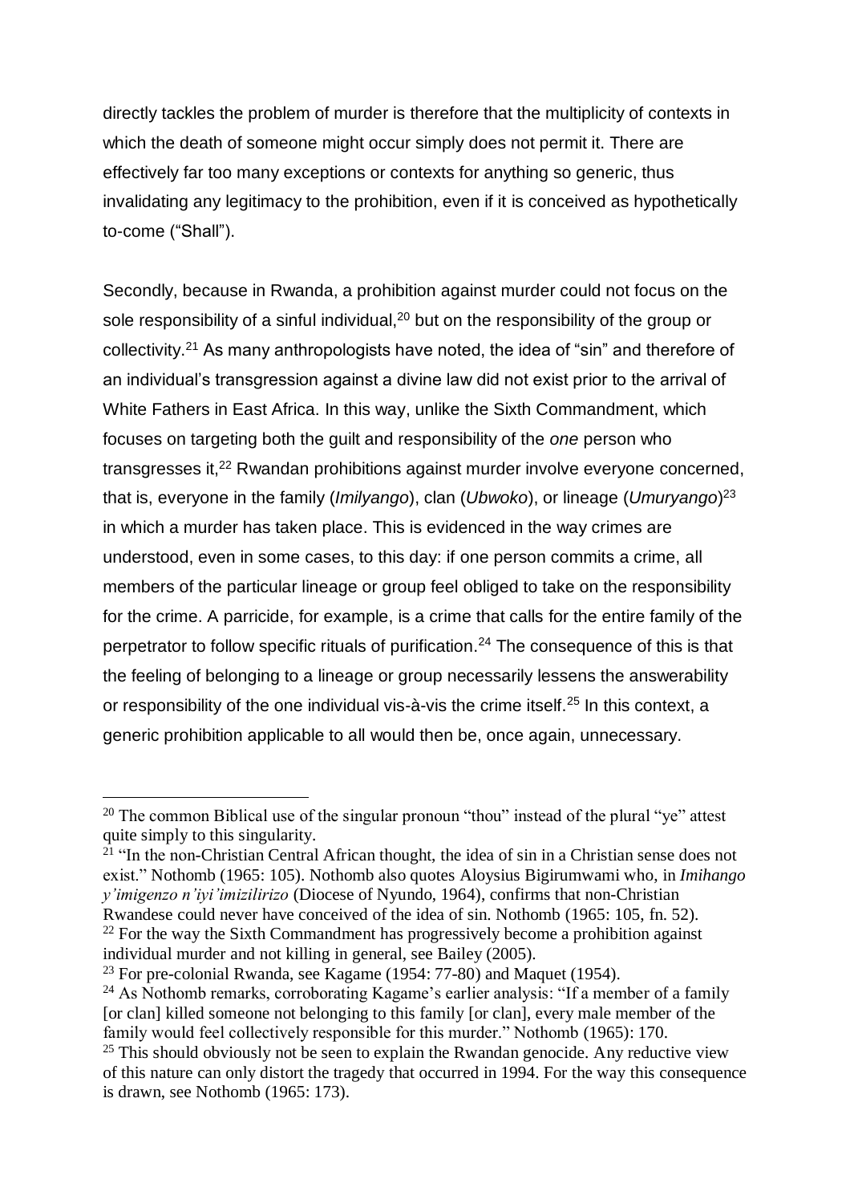directly tackles the problem of murder is therefore that the multiplicity of contexts in which the death of someone might occur simply does not permit it. There are effectively far too many exceptions or contexts for anything so generic, thus invalidating any legitimacy to the prohibition, even if it is conceived as hypothetically to-come ("Shall").

Secondly, because in Rwanda, a prohibition against murder could not focus on the sole responsibility of a sinful individual,[20] but on the responsibility of the group or collectivity.[21] As many anthropologists have noted, the idea of "sin" and therefore of an individual's transgression against a divine law did not exist prior to the arrival of White Fathers in East Africa. In this way, unlike the Sixth Commandment, which focuses on targeting both the guilt and responsibility of the *one* person who transgresses it,[22] Rwandan prohibitions against murder involve everyone concerned, that is, everyone in the family (*Imilyango*), clan (*Ubwoko*), or lineage (*Umuryango*)[23] in which a murder has taken place. This is evidenced in the way crimes are understood, even in some cases, to this day: if one person commits a crime, all members of the particular lineage or group feel obliged to take on the responsibility for the crime. A parricide, for example, is a crime that calls for the entire family of the perpetrator to follow specific rituals of purification.[24] The consequence of this is that the feeling of belonging to a lineage or group necessarily lessens the answerability or responsibility of the one individual vis-à-vis the crime itself.[25] In this context, a generic prohibition applicable to all would then be, once again, unnecessary.

---

[20] The common Biblical use of the singular pronoun "thou" instead of the plural "ye" attest quite simply to this singularity.

[21] "In the non-Christian Central African thought, the idea of sin in a Christian sense does not exist." Nothomb (1965: 105). Nothomb also quotes Aloysius Bigirumwami who, in *Imihango y'imigenzo n'iyi'imizilirizo* (Diocese of Nyundo, 1964), confirms that non-Christian Rwandese could never have conceived of the idea of sin. Nothomb (1965: 105, fn. 52).

[22] For the way the Sixth Commandment has progressively become a prohibition against individual murder and not killing in general, see Bailey (2005).

[23] For pre-colonial Rwanda, see Kagame (1954: 77-80) and Maquet (1954).

[24] As Nothomb remarks, corroborating Kagame's earlier analysis: "If a member of a family [or clan] killed someone not belonging to this family [or clan], every male member of the family would feel collectively responsible for this murder." Nothomb (1965): 170.

[25] This should obviously not be seen to explain the Rwandan genocide. Any reductive view of this nature can only distort the tragedy that occurred in 1994. For the way this consequence is drawn, see Nothomb (1965: 173).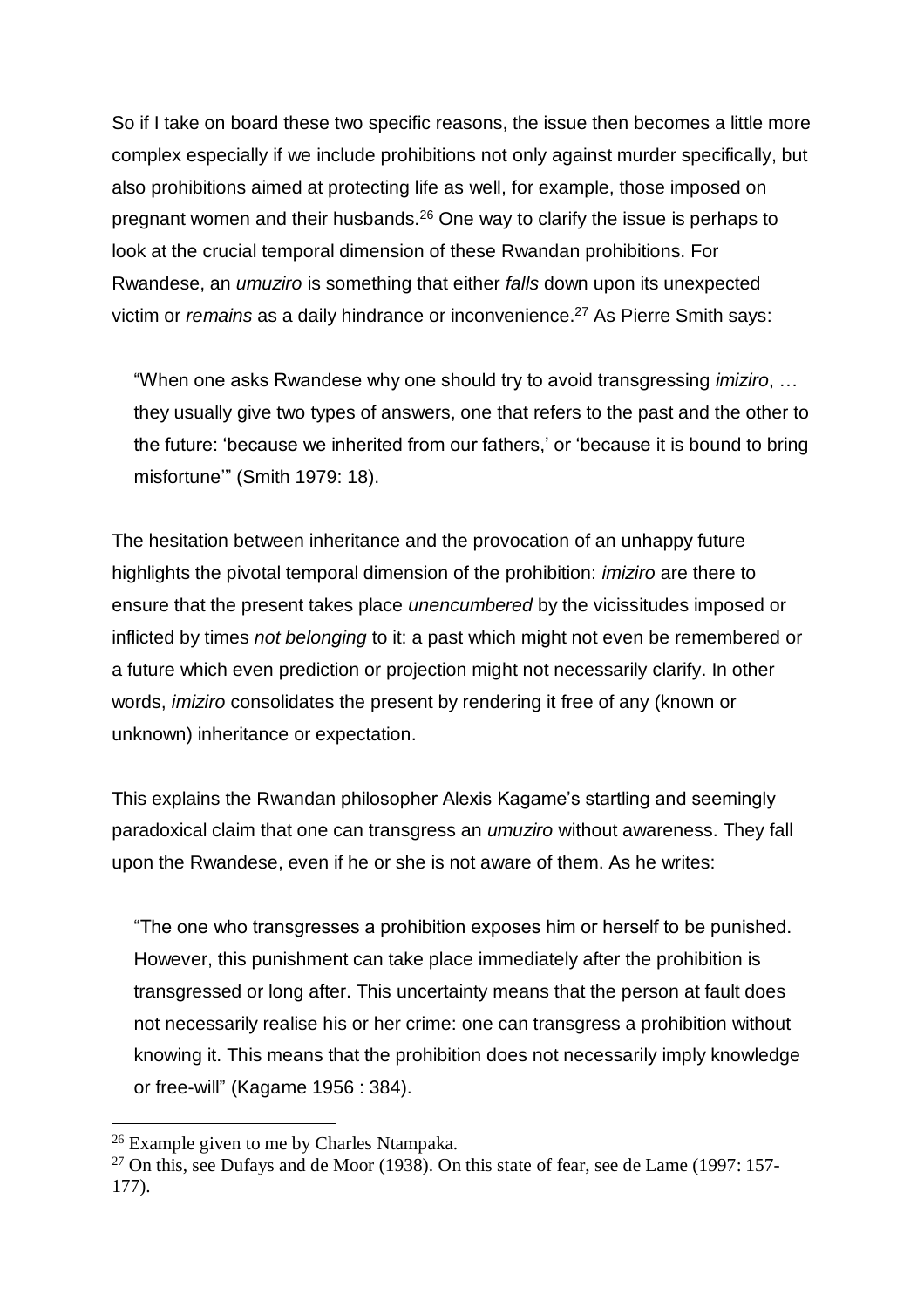So if I take on board these two specific reasons, the issue then becomes a little more complex especially if we include prohibitions not only against murder specifically, but also prohibitions aimed at protecting life as well, for example, those imposed on pregnant women and their husbands.[26] One way to clarify the issue is perhaps to look at the crucial temporal dimension of these Rwandan prohibitions. For Rwandese, an *umuziro* is something that either *falls* down upon its unexpected victim or *remains* as a daily hindrance or inconvenience.[27] As Pierre Smith says:

> "When one asks Rwandese why one should try to avoid transgressing *imiziro*, … they usually give two types of answers, one that refers to the past and the other to the future: 'because we inherited from our fathers,' or 'because it is bound to bring misfortune'" (Smith 1979: 18).

The hesitation between inheritance and the provocation of an unhappy future highlights the pivotal temporal dimension of the prohibition: *imiziro* are there to ensure that the present takes place *unencumbered* by the vicissitudes imposed or inflicted by times *not belonging* to it: a past which might not even be remembered or a future which even prediction or projection might not necessarily clarify. In other words, *imiziro* consolidates the present by rendering it free of any (known or unknown) inheritance or expectation.

This explains the Rwandan philosopher Alexis Kagame's startling and seemingly paradoxical claim that one can transgress an *umuziro* without awareness. They fall upon the Rwandese, even if he or she is not aware of them. As he writes:

> "The one who transgresses a prohibition exposes him or herself to be punished. However, this punishment can take place immediately after the prohibition is transgressed or long after. This uncertainty means that the person at fault does not necessarily realise his or her crime: one can transgress a prohibition without knowing it. This means that the prohibition does not necessarily imply knowledge or free-will" (Kagame 1956 : 384).

---

[26] Example given to me by Charles Ntampaka.

[27] On this, see Dufays and de Moor (1938). On this state of fear, see de Lame (1997: 157-177).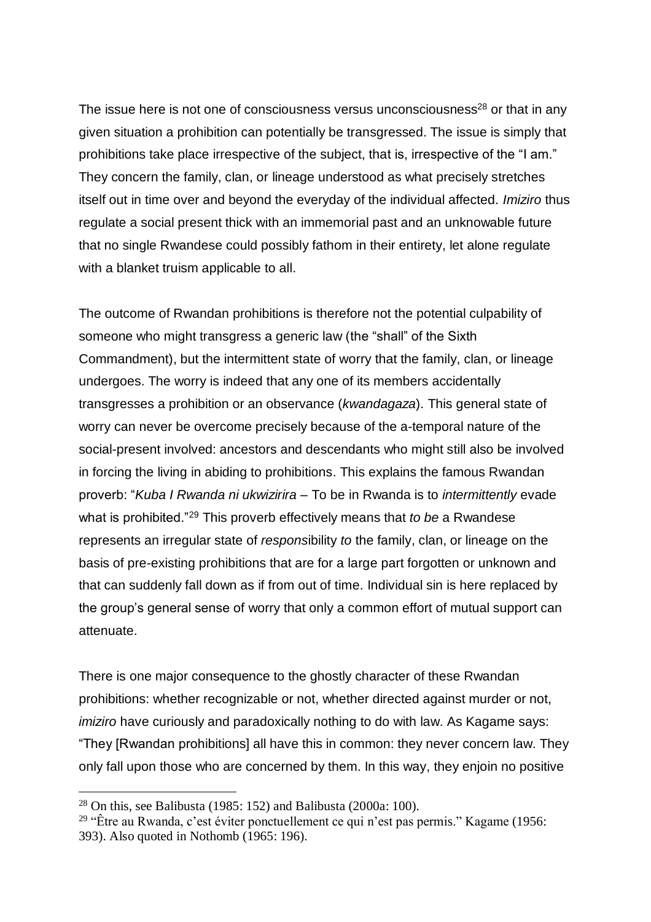The issue here is not one of consciousness versus unconsciousness[28] or that in any given situation a prohibition can potentially be transgressed. The issue is simply that prohibitions take place irrespective of the subject, that is, irrespective of the "I am." They concern the family, clan, or lineage understood as what precisely stretches itself out in time over and beyond the everyday of the individual affected. *Imiziro* thus regulate a social present thick with an immemorial past and an unknowable future that no single Rwandese could possibly fathom in their entirety, let alone regulate with a blanket truism applicable to all.

The outcome of Rwandan prohibitions is therefore not the potential culpability of someone who might transgress a generic law (the "shall" of the Sixth Commandment), but the intermittent state of worry that the family, clan, or lineage undergoes. The worry is indeed that any one of its members accidentally transgresses a prohibition or an observance (*kwandagaza*). This general state of worry can never be overcome precisely because of the a-temporal nature of the social-present involved: ancestors and descendants who might still also be involved in forcing the living in abiding to prohibitions. This explains the famous Rwandan proverb: "*Kuba I Rwanda ni ukwizirira* – To be in Rwanda is to *intermittently* evade what is prohibited."[29] This proverb effectively means that *to be* a Rwandese represents an irregular state of *respons*ibility *to* the family, clan, or lineage on the basis of pre-existing prohibitions that are for a large part forgotten or unknown and that can suddenly fall down as if from out of time. Individual sin is here replaced by the group's general sense of worry that only a common effort of mutual support can attenuate.

There is one major consequence to the ghostly character of these Rwandan prohibitions: whether recognizable or not, whether directed against murder or not, *imiziro* have curiously and paradoxically nothing to do with law. As Kagame says: "They [Rwandan prohibitions] all have this in common: they never concern law. They only fall upon those who are concerned by them. In this way, they enjoin no positive

---

[28] On this, see Balibusta (1985: 152) and Balibusta (2000a: 100).

[29] "Être au Rwanda, c'est éviter ponctuellement ce qui n'est pas permis." Kagame (1956: 393). Also quoted in Nothomb (1965: 196).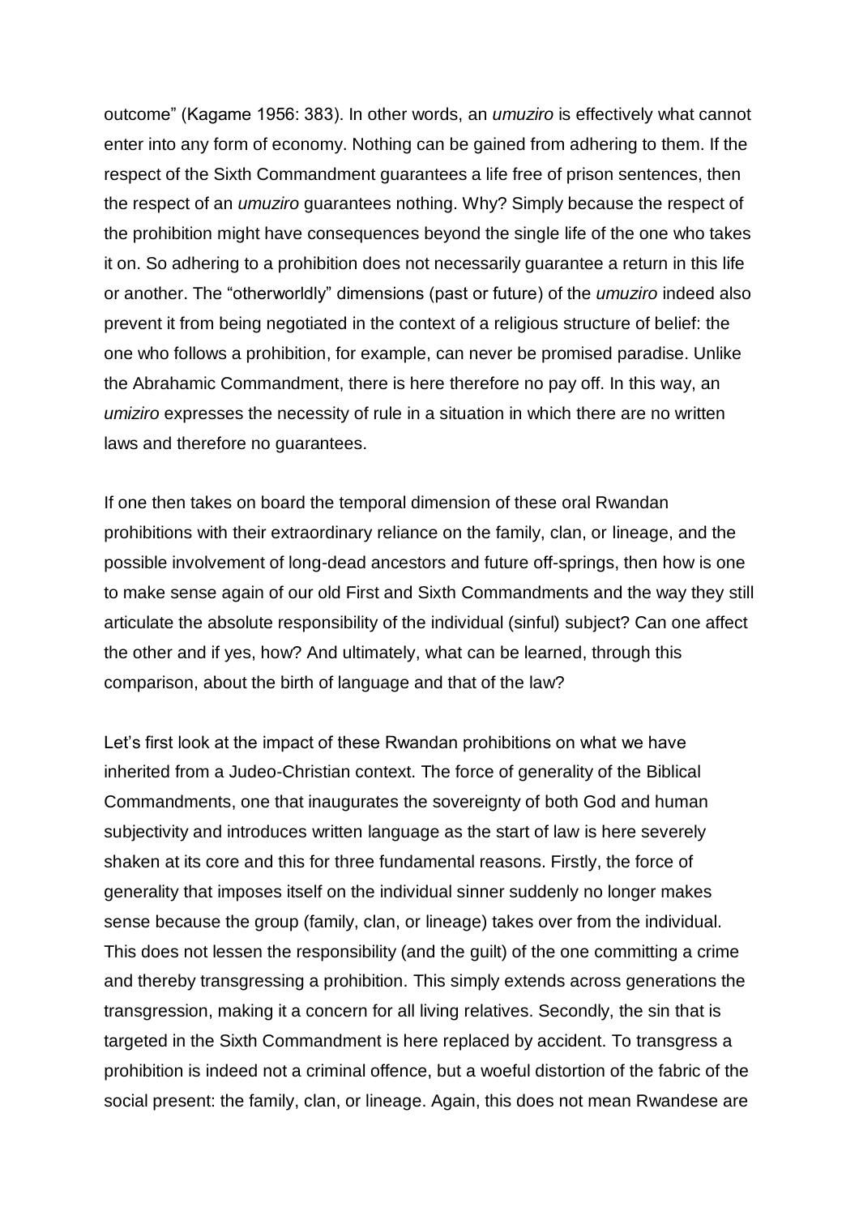outcome" (Kagame 1956: 383). In other words, an *umuziro* is effectively what cannot enter into any form of economy. Nothing can be gained from adhering to them. If the respect of the Sixth Commandment guarantees a life free of prison sentences, then the respect of an *umuziro* guarantees nothing. Why? Simply because the respect of the prohibition might have consequences beyond the single life of the one who takes it on. So adhering to a prohibition does not necessarily guarantee a return in this life or another. The "otherworldly" dimensions (past or future) of the *umuziro* indeed also prevent it from being negotiated in the context of a religious structure of belief: the one who follows a prohibition, for example, can never be promised paradise. Unlike the Abrahamic Commandment, there is here therefore no pay off. In this way, an *umiziro* expresses the necessity of rule in a situation in which there are no written laws and therefore no guarantees.

If one then takes on board the temporal dimension of these oral Rwandan prohibitions with their extraordinary reliance on the family, clan, or lineage, and the possible involvement of long-dead ancestors and future off-springs, then how is one to make sense again of our old First and Sixth Commandments and the way they still articulate the absolute responsibility of the individual (sinful) subject? Can one affect the other and if yes, how? And ultimately, what can be learned, through this comparison, about the birth of language and that of the law?

Let's first look at the impact of these Rwandan prohibitions on what we have inherited from a Judeo-Christian context. The force of generality of the Biblical Commandments, one that inaugurates the sovereignty of both God and human subjectivity and introduces written language as the start of law is here severely shaken at its core and this for three fundamental reasons. Firstly, the force of generality that imposes itself on the individual sinner suddenly no longer makes sense because the group (family, clan, or lineage) takes over from the individual. This does not lessen the responsibility (and the guilt) of the one committing a crime and thereby transgressing a prohibition. This simply extends across generations the transgression, making it a concern for all living relatives. Secondly, the sin that is targeted in the Sixth Commandment is here replaced by accident. To transgress a prohibition is indeed not a criminal offence, but a woeful distortion of the fabric of the social present: the family, clan, or lineage. Again, this does not mean Rwandese are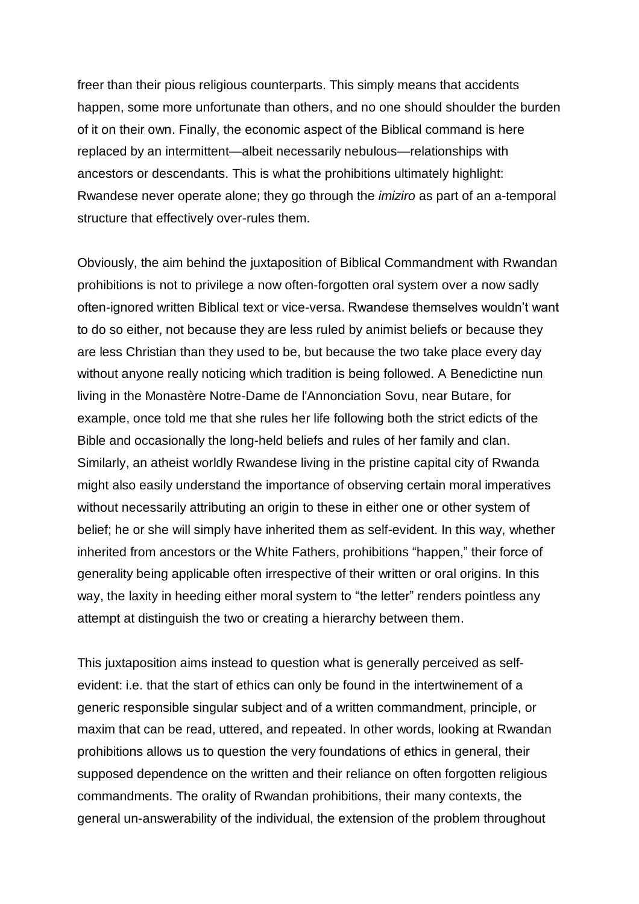freer than their pious religious counterparts. This simply means that accidents happen, some more unfortunate than others, and no one should shoulder the burden of it on their own. Finally, the economic aspect of the Biblical command is here replaced by an intermittent—albeit necessarily nebulous—relationships with ancestors or descendants. This is what the prohibitions ultimately highlight: Rwandese never operate alone; they go through the *imiziro* as part of an a-temporal structure that effectively over-rules them.

Obviously, the aim behind the juxtaposition of Biblical Commandment with Rwandan prohibitions is not to privilege a now often-forgotten oral system over a now sadly often-ignored written Biblical text or vice-versa. Rwandese themselves wouldn't want to do so either, not because they are less ruled by animist beliefs or because they are less Christian than they used to be, but because the two take place every day without anyone really noticing which tradition is being followed. A Benedictine nun living in the Monastère Notre-Dame de l'Annonciation Sovu, near Butare, for example, once told me that she rules her life following both the strict edicts of the Bible and occasionally the long-held beliefs and rules of her family and clan. Similarly, an atheist worldly Rwandese living in the pristine capital city of Rwanda might also easily understand the importance of observing certain moral imperatives without necessarily attributing an origin to these in either one or other system of belief; he or she will simply have inherited them as self-evident. In this way, whether inherited from ancestors or the White Fathers, prohibitions "happen," their force of generality being applicable often irrespective of their written or oral origins. In this way, the laxity in heeding either moral system to "the letter" renders pointless any attempt at distinguish the two or creating a hierarchy between them.

This juxtaposition aims instead to question what is generally perceived as self-evident: i.e. that the start of ethics can only be found in the intertwinement of a generic responsible singular subject and of a written commandment, principle, or maxim that can be read, uttered, and repeated. In other words, looking at Rwandan prohibitions allows us to question the very foundations of ethics in general, their supposed dependence on the written and their reliance on often forgotten religious commandments. The orality of Rwandan prohibitions, their many contexts, the general un-answerability of the individual, the extension of the problem throughout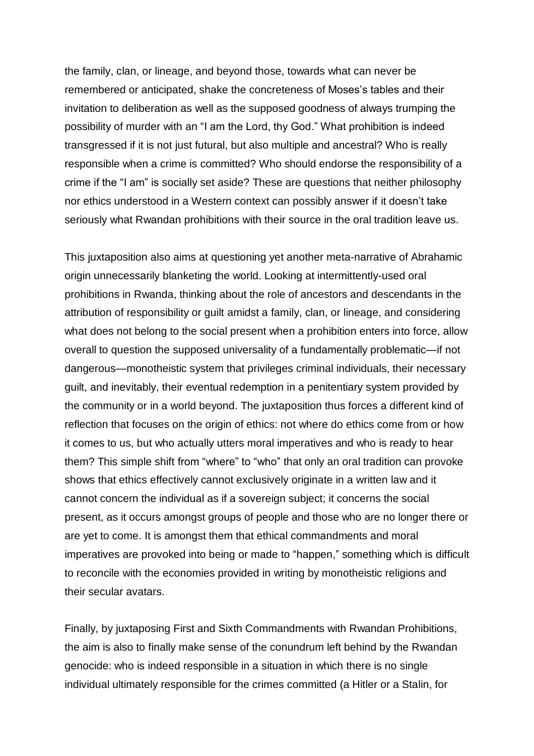the family, clan, or lineage, and beyond those, towards what can never be remembered or anticipated, shake the concreteness of Moses's tables and their invitation to deliberation as well as the supposed goodness of always trumping the possibility of murder with an "I am the Lord, thy God." What prohibition is indeed transgressed if it is not just futural, but also multiple and ancestral? Who is really responsible when a crime is committed? Who should endorse the responsibility of a crime if the "I am" is socially set aside? These are questions that neither philosophy nor ethics understood in a Western context can possibly answer if it doesn't take seriously what Rwandan prohibitions with their source in the oral tradition leave us.

This juxtaposition also aims at questioning yet another meta-narrative of Abrahamic origin unnecessarily blanketing the world. Looking at intermittently-used oral prohibitions in Rwanda, thinking about the role of ancestors and descendants in the attribution of responsibility or guilt amidst a family, clan, or lineage, and considering what does not belong to the social present when a prohibition enters into force, allow overall to question the supposed universality of a fundamentally problematic—if not dangerous—monotheistic system that privileges criminal individuals, their necessary guilt, and inevitably, their eventual redemption in a penitentiary system provided by the community or in a world beyond. The juxtaposition thus forces a different kind of reflection that focuses on the origin of ethics: not where do ethics come from or how it comes to us, but who actually utters moral imperatives and who is ready to hear them? This simple shift from "where" to "who" that only an oral tradition can provoke shows that ethics effectively cannot exclusively originate in a written law and it cannot concern the individual as if a sovereign subject; it concerns the social present, as it occurs amongst groups of people and those who are no longer there or are yet to come. It is amongst them that ethical commandments and moral imperatives are provoked into being or made to "happen," something which is difficult to reconcile with the economies provided in writing by monotheistic religions and their secular avatars.

Finally, by juxtaposing First and Sixth Commandments with Rwandan Prohibitions, the aim is also to finally make sense of the conundrum left behind by the Rwandan genocide: who is indeed responsible in a situation in which there is no single individual ultimately responsible for the crimes committed (a Hitler or a Stalin, for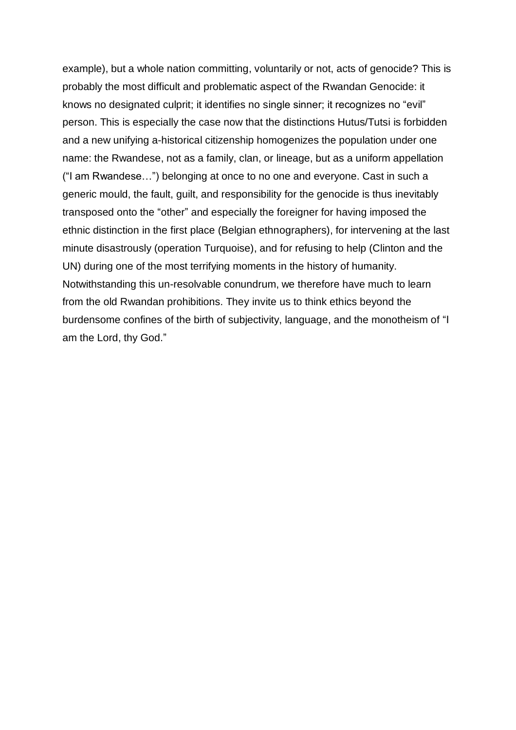example), but a whole nation committing, voluntarily or not, acts of genocide? This is probably the most difficult and problematic aspect of the Rwandan Genocide: it knows no designated culprit; it identifies no single sinner; it recognizes no "evil" person. This is especially the case now that the distinctions Hutus/Tutsi is forbidden and a new unifying a-historical citizenship homogenizes the population under one name: the Rwandese, not as a family, clan, or lineage, but as a uniform appellation ("I am Rwandese…") belonging at once to no one and everyone. Cast in such a generic mould, the fault, guilt, and responsibility for the genocide is thus inevitably transposed onto the "other" and especially the foreigner for having imposed the ethnic distinction in the first place (Belgian ethnographers), for intervening at the last minute disastrously (operation Turquoise), and for refusing to help (Clinton and the UN) during one of the most terrifying moments in the history of humanity. Notwithstanding this un-resolvable conundrum, we therefore have much to learn from the old Rwandan prohibitions. They invite us to think ethics beyond the burdensome confines of the birth of subjectivity, language, and the monotheism of "I am the Lord, thy God."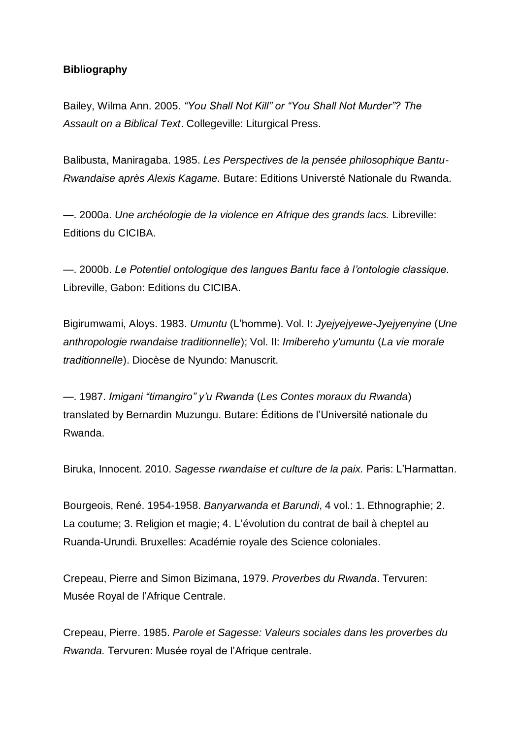**Bibliography**

Bailey, Wilma Ann. 2005. *"You Shall Not Kill" or "You Shall Not Murder"? The Assault on a Biblical Text*. Collegeville: Liturgical Press.

Balibusta, Maniragaba. 1985. *Les Perspectives de la pensée philosophique Bantu-Rwandaise après Alexis Kagame.* Butare: Editions Universté Nationale du Rwanda.

—. 2000a. *Une archéologie de la violence en Afrique des grands lacs.* Libreville: Editions du CICIBA.

—. 2000b. *Le Potentiel ontologique des langues Bantu face à l'ontologie classique.* Libreville, Gabon: Editions du CICIBA.

Bigirumwami, Aloys. 1983. *Umuntu* (L'homme). Vol. I: *Jyejyejyewe-Jyejyenyine* (*Une anthropologie rwandaise traditionnelle*); Vol. II: *Imibereho y'umuntu* (*La vie morale traditionnelle*). Diocèse de Nyundo: Manuscrit.

—. 1987. *Imigani "timangiro" y'u Rwanda* (*Les Contes moraux du Rwanda*) translated by Bernardin Muzungu. Butare: Éditions de l'Université nationale du Rwanda.

Biruka, Innocent. 2010. *Sagesse rwandaise et culture de la paix.* Paris: L'Harmattan.

Bourgeois, René. 1954-1958. *Banyarwanda et Barundi*, 4 vol.: 1. Ethnographie; 2. La coutume; 3. Religion et magie; 4. L'évolution du contrat de bail à cheptel au Ruanda-Urundi. Bruxelles: Académie royale des Science coloniales.

Crepeau, Pierre and Simon Bizimana, 1979. *Proverbes du Rwanda*. Tervuren: Musée Royal de l'Afrique Centrale.

Crepeau, Pierre. 1985. *Parole et Sagesse: Valeurs sociales dans les proverbes du Rwanda.* Tervuren: Musée royal de l'Afrique centrale.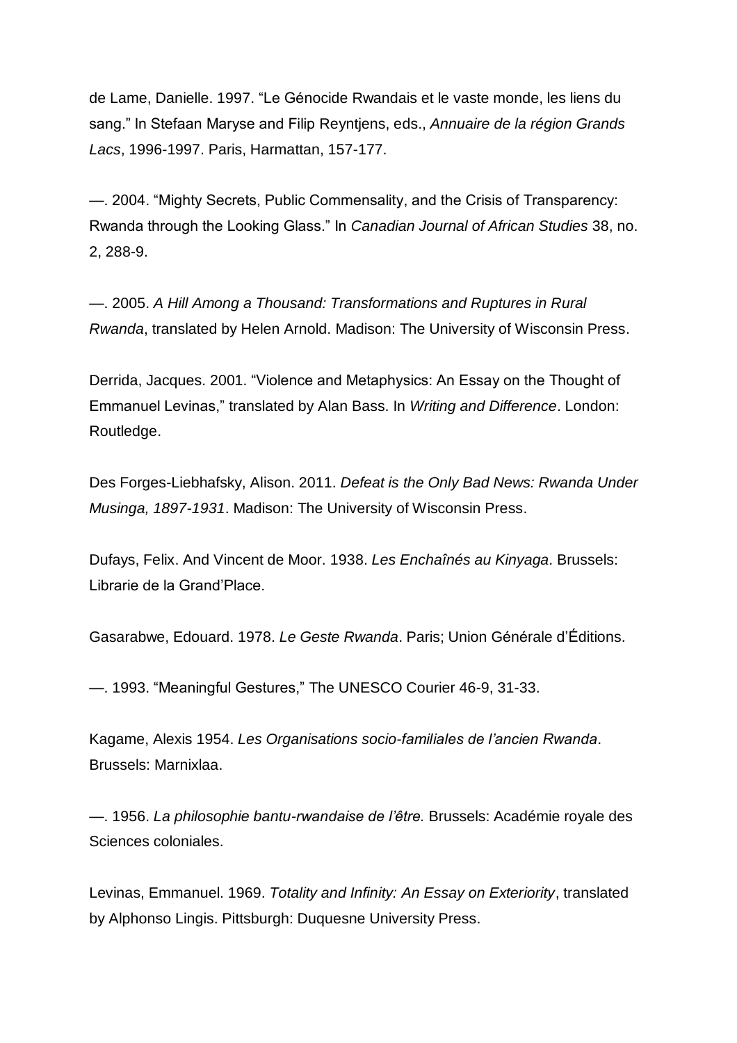de Lame, Danielle. 1997. "Le Génocide Rwandais et le vaste monde, les liens du sang." In Stefaan Maryse and Filip Reyntjens, eds., *Annuaire de la région Grands Lacs*, 1996-1997. Paris, Harmattan, 157-177.

—. 2004. "Mighty Secrets, Public Commensality, and the Crisis of Transparency: Rwanda through the Looking Glass." In *Canadian Journal of African Studies* 38, no. 2, 288-9.

—. 2005. *A Hill Among a Thousand: Transformations and Ruptures in Rural Rwanda*, translated by Helen Arnold. Madison: The University of Wisconsin Press.

Derrida, Jacques. 2001. "Violence and Metaphysics: An Essay on the Thought of Emmanuel Levinas," translated by Alan Bass. In *Writing and Difference*. London: Routledge.

Des Forges-Liebhafsky, Alison. 2011. *Defeat is the Only Bad News: Rwanda Under Musinga, 1897-1931*. Madison: The University of Wisconsin Press.

Dufays, Felix. And Vincent de Moor. 1938. *Les Enchaînés au Kinyaga*. Brussels: Librarie de la Grand'Place.

Gasarabwe, Edouard. 1978. *Le Geste Rwanda*. Paris; Union Générale d'Éditions.

—. 1993. "Meaningful Gestures," The UNESCO Courier 46-9, 31-33.

Kagame, Alexis 1954. *Les Organisations socio-familiales de l'ancien Rwanda*. Brussels: Marnixlaa.

—. 1956. *La philosophie bantu-rwandaise de l'être.* Brussels: Académie royale des Sciences coloniales.

Levinas, Emmanuel. 1969. *Totality and Infinity: An Essay on Exteriority*, translated by Alphonso Lingis. Pittsburgh: Duquesne University Press.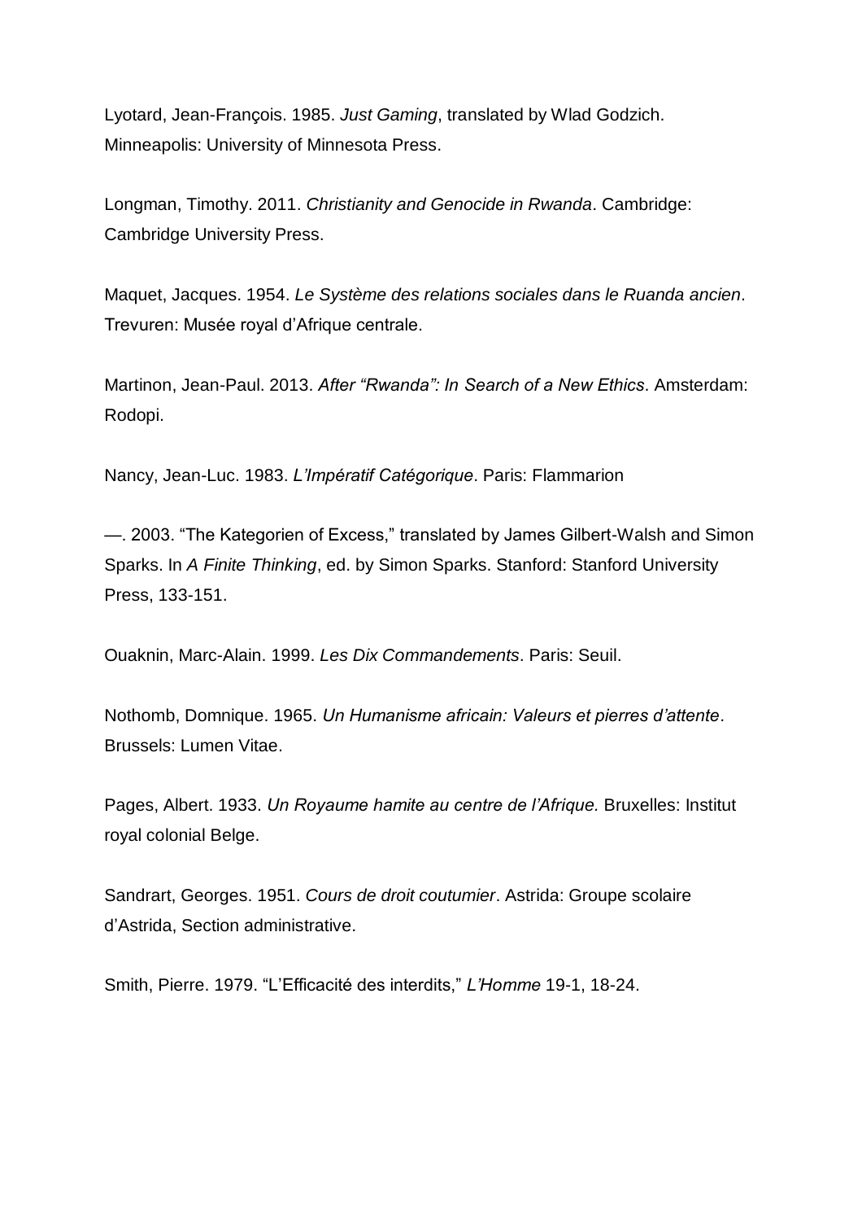Lyotard, Jean-François. 1985. *Just Gaming*, translated by Wlad Godzich. Minneapolis: University of Minnesota Press.

Longman, Timothy. 2011. *Christianity and Genocide in Rwanda*. Cambridge: Cambridge University Press.

Maquet, Jacques. 1954. *Le Système des relations sociales dans le Ruanda ancien*. Trevuren: Musée royal d'Afrique centrale.

Martinon, Jean-Paul. 2013. *After "Rwanda": In Search of a New Ethics*. Amsterdam: Rodopi.

Nancy, Jean-Luc. 1983. *L'Impératif Catégorique*. Paris: Flammarion

—. 2003. "The Kategorien of Excess," translated by James Gilbert-Walsh and Simon Sparks. In *A Finite Thinking*, ed. by Simon Sparks. Stanford: Stanford University Press, 133-151.

Ouaknin, Marc-Alain. 1999. *Les Dix Commandements*. Paris: Seuil.

Nothomb, Domnique. 1965. *Un Humanisme africain: Valeurs et pierres d'attente*. Brussels: Lumen Vitae.

Pages, Albert. 1933. *Un Royaume hamite au centre de l'Afrique.* Bruxelles: Institut royal colonial Belge.

Sandrart, Georges. 1951. *Cours de droit coutumier*. Astrida: Groupe scolaire d'Astrida, Section administrative.

Smith, Pierre. 1979. "L'Efficacité des interdits," *L'Homme* 19-1, 18-24.